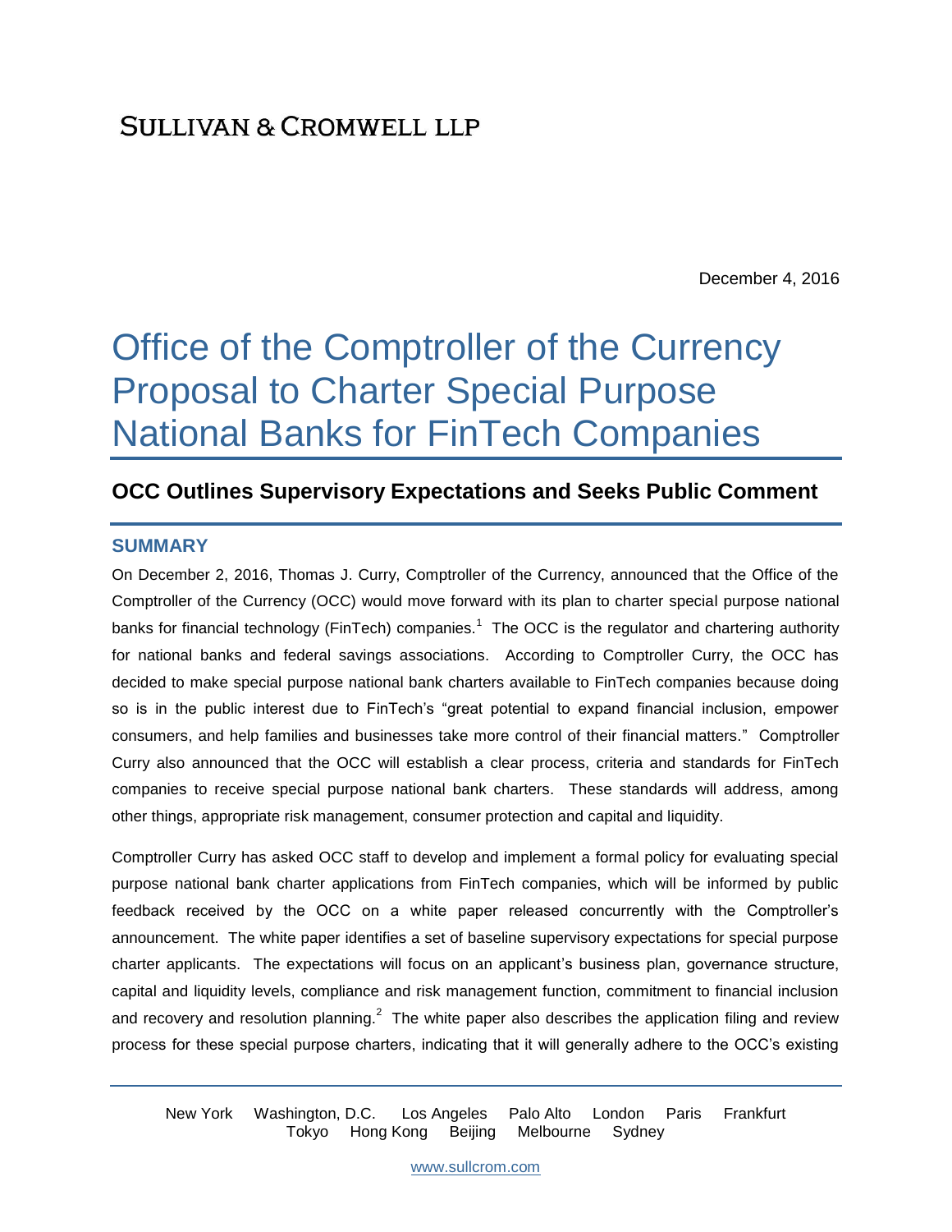SULLIVAN & CROMWELL LLP

December 4, 2016

# Office of the Comptroller of the Currency Proposal to Charter Special Purpose National Banks for FinTech Companies

## OCC Outlines Supervisory Expectations and Seeks Public Comment

### SUMMARY

On December 2, 2016, Thomas J. Curry, Comptroller of the Currency, announced that the Office of the Comptroller of the Currency (OCC) would move forward with its plan to charter special purpose national banks for financial technology (FinTech) companies.[1] The OCC is the regulator and chartering authority for national banks and federal savings associations. According to Comptroller Curry, the OCC has decided to make special purpose national bank charters available to FinTech companies because doing so is in the public interest due to FinTech's "great potential to expand financial inclusion, empower consumers, and help families and businesses take more control of their financial matters." Comptroller Curry also announced that the OCC will establish a clear process, criteria and standards for FinTech companies to receive special purpose national bank charters. These standards will address, among other things, appropriate risk management, consumer protection and capital and liquidity.

Comptroller Curry has asked OCC staff to develop and implement a formal policy for evaluating special purpose national bank charter applications from FinTech companies, which will be informed by public feedback received by the OCC on a white paper released concurrently with the Comptroller's announcement. The white paper identifies a set of baseline supervisory expectations for special purpose charter applicants. The expectations will focus on an applicant's business plan, governance structure, capital and liquidity levels, compliance and risk management function, commitment to financial inclusion and recovery and resolution planning.[2] The white paper also describes the application filing and review process for these special purpose charters, indicating that it will generally adhere to the OCC's existing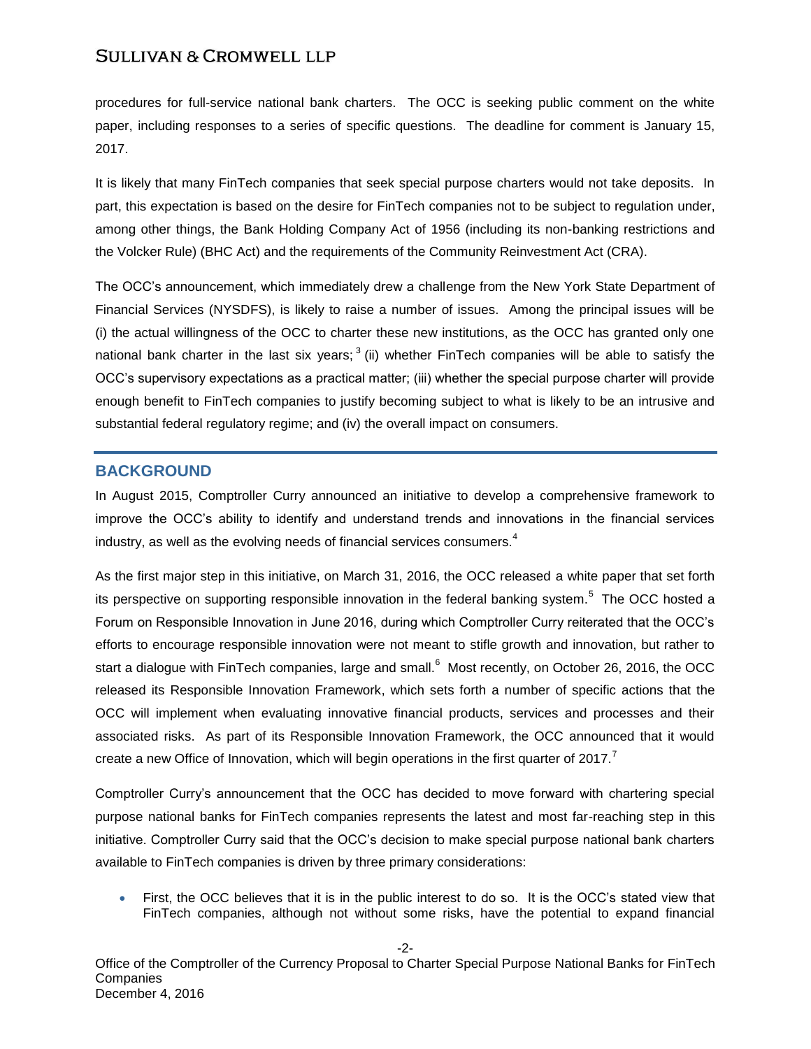procedures for full-service national bank charters. The OCC is seeking public comment on the white paper, including responses to a series of specific questions. The deadline for comment is January 15, 2017.

It is likely that many FinTech companies that seek special purpose charters would not take deposits. In part, this expectation is based on the desire for FinTech companies not to be subject to regulation under, among other things, the Bank Holding Company Act of 1956 (including its non-banking restrictions and the Volcker Rule) (BHC Act) and the requirements of the Community Reinvestment Act (CRA).

The OCC's announcement, which immediately drew a challenge from the New York State Department of Financial Services (NYSDFS), is likely to raise a number of issues. Among the principal issues will be (i) the actual willingness of the OCC to charter these new institutions, as the OCC has granted only one national bank charter in the last six years;[3] (ii) whether FinTech companies will be able to satisfy the OCC's supervisory expectations as a practical matter; (iii) whether the special purpose charter will provide enough benefit to FinTech companies to justify becoming subject to what is likely to be an intrusive and substantial federal regulatory regime; and (iv) the overall impact on consumers.

## BACKGROUND

In August 2015, Comptroller Curry announced an initiative to develop a comprehensive framework to improve the OCC's ability to identify and understand trends and innovations in the financial services industry, as well as the evolving needs of financial services consumers.[4]

As the first major step in this initiative, on March 31, 2016, the OCC released a white paper that set forth its perspective on supporting responsible innovation in the federal banking system.[5] The OCC hosted a Forum on Responsible Innovation in June 2016, during which Comptroller Curry reiterated that the OCC's efforts to encourage responsible innovation were not meant to stifle growth and innovation, but rather to start a dialogue with FinTech companies, large and small.[6] Most recently, on October 26, 2016, the OCC released its Responsible Innovation Framework, which sets forth a number of specific actions that the OCC will implement when evaluating innovative financial products, services and processes and their associated risks. As part of its Responsible Innovation Framework, the OCC announced that it would create a new Office of Innovation, which will begin operations in the first quarter of 2017.[7]

Comptroller Curry's announcement that the OCC has decided to move forward with chartering special purpose national banks for FinTech companies represents the latest and most far-reaching step in this initiative. Comptroller Curry said that the OCC's decision to make special purpose national bank charters available to FinTech companies is driven by three primary considerations:

- First, the OCC believes that it is in the public interest to do so. It is the OCC's stated view that FinTech companies, although not without some risks, have the potential to expand financial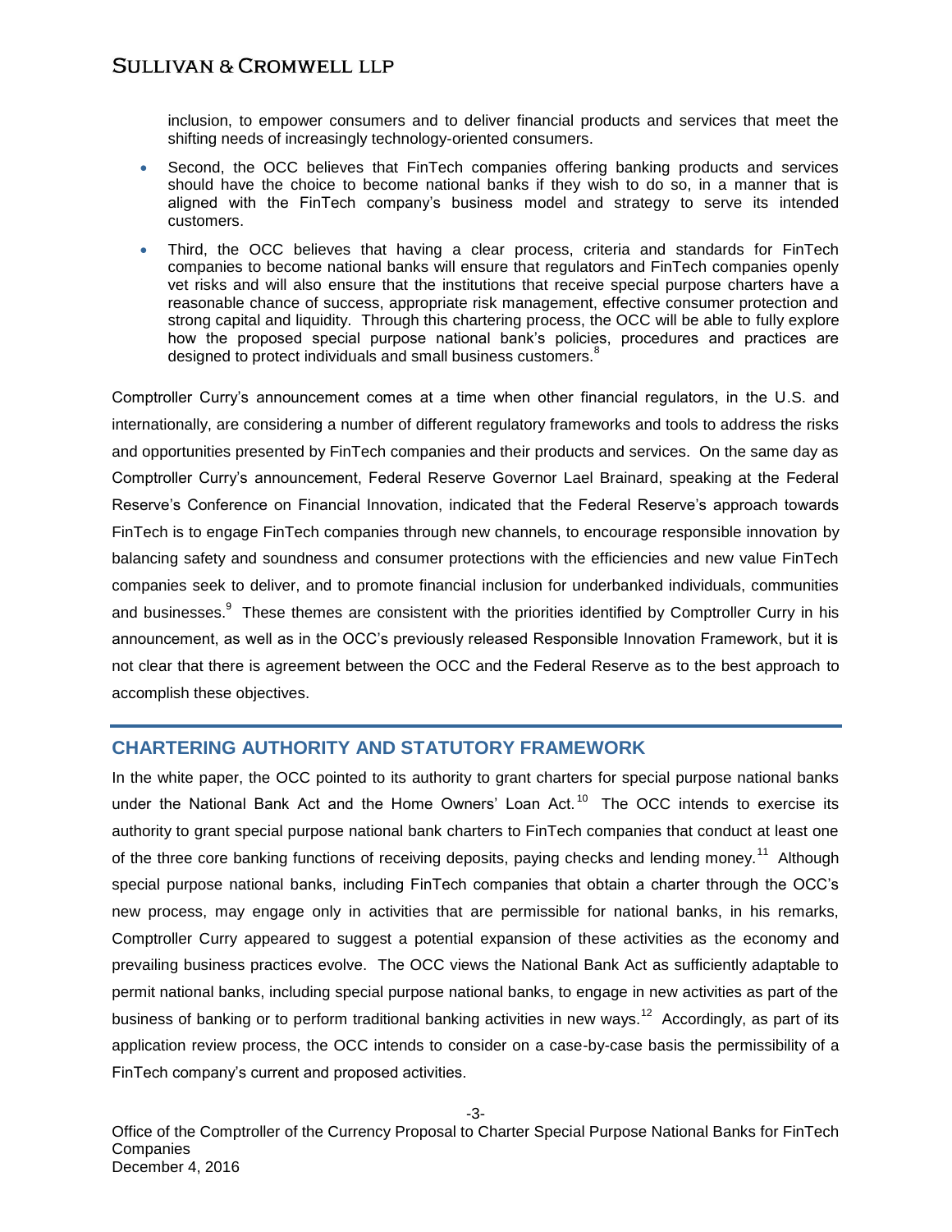inclusion, to empower consumers and to deliver financial products and services that meet the shifting needs of increasingly technology-oriented consumers.

- Second, the OCC believes that FinTech companies offering banking products and services should have the choice to become national banks if they wish to do so, in a manner that is aligned with the FinTech company's business model and strategy to serve its intended customers.
- Third, the OCC believes that having a clear process, criteria and standards for FinTech companies to become national banks will ensure that regulators and FinTech companies openly vet risks and will also ensure that the institutions that receive special purpose charters have a reasonable chance of success, appropriate risk management, effective consumer protection and strong capital and liquidity. Through this chartering process, the OCC will be able to fully explore how the proposed special purpose national bank's policies, procedures and practices are designed to protect individuals and small business customers.[8]

Comptroller Curry's announcement comes at a time when other financial regulators, in the U.S. and internationally, are considering a number of different regulatory frameworks and tools to address the risks and opportunities presented by FinTech companies and their products and services. On the same day as Comptroller Curry's announcement, Federal Reserve Governor Lael Brainard, speaking at the Federal Reserve's Conference on Financial Innovation, indicated that the Federal Reserve's approach towards FinTech is to engage FinTech companies through new channels, to encourage responsible innovation by balancing safety and soundness and consumer protections with the efficiencies and new value FinTech companies seek to deliver, and to promote financial inclusion for underbanked individuals, communities and businesses.[9] These themes are consistent with the priorities identified by Comptroller Curry in his announcement, as well as in the OCC's previously released Responsible Innovation Framework, but it is not clear that there is agreement between the OCC and the Federal Reserve as to the best approach to accomplish these objectives.

## CHARTERING AUTHORITY AND STATUTORY FRAMEWORK

In the white paper, the OCC pointed to its authority to grant charters for special purpose national banks under the National Bank Act and the Home Owners' Loan Act.[10] The OCC intends to exercise its authority to grant special purpose national bank charters to FinTech companies that conduct at least one of the three core banking functions of receiving deposits, paying checks and lending money.[11] Although special purpose national banks, including FinTech companies that obtain a charter through the OCC's new process, may engage only in activities that are permissible for national banks, in his remarks, Comptroller Curry appeared to suggest a potential expansion of these activities as the economy and prevailing business practices evolve. The OCC views the National Bank Act as sufficiently adaptable to permit national banks, including special purpose national banks, to engage in new activities as part of the business of banking or to perform traditional banking activities in new ways.[12] Accordingly, as part of its application review process, the OCC intends to consider on a case-by-case basis the permissibility of a FinTech company's current and proposed activities.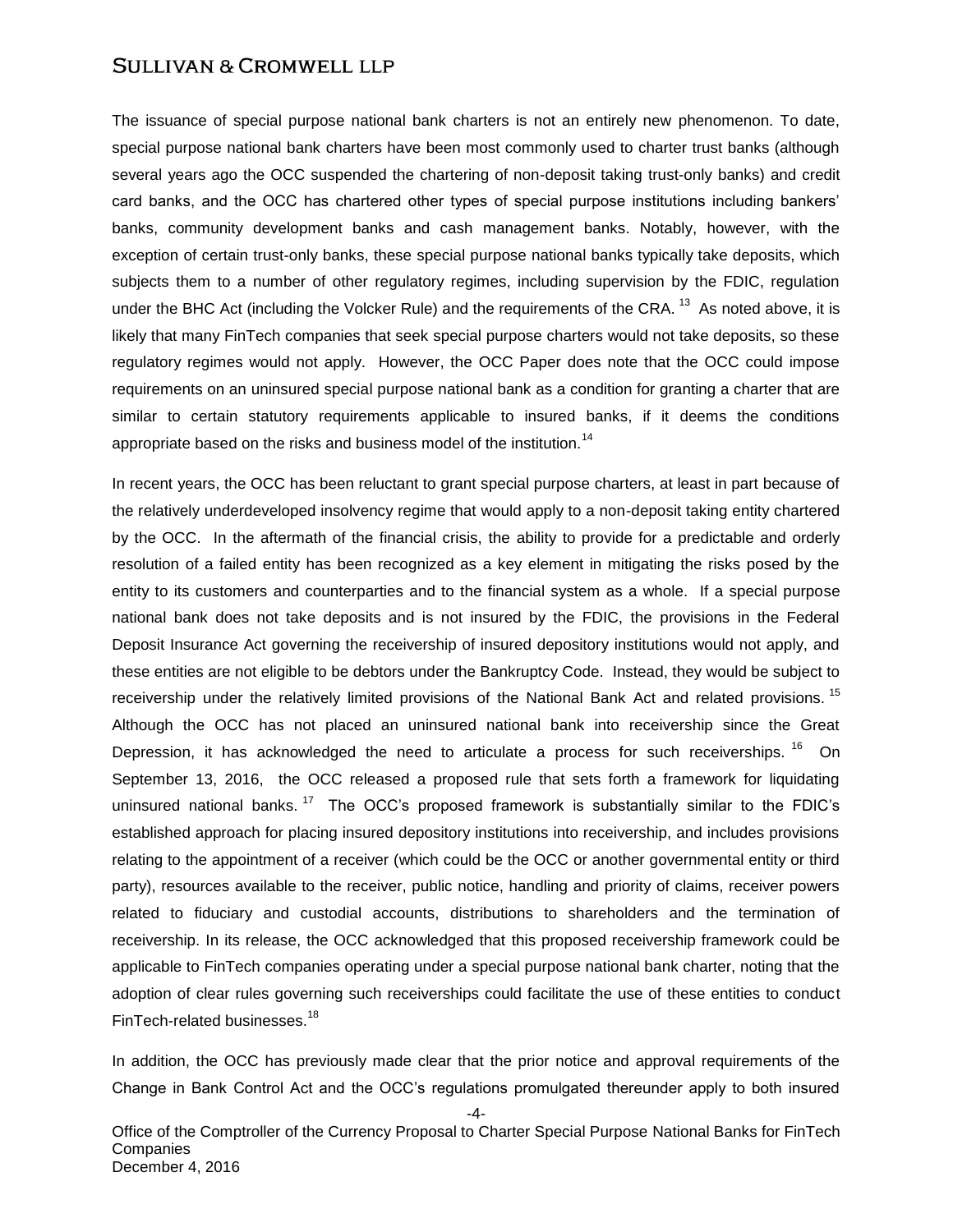The issuance of special purpose national bank charters is not an entirely new phenomenon. To date, special purpose national bank charters have been most commonly used to charter trust banks (although several years ago the OCC suspended the chartering of non-deposit taking trust-only banks) and credit card banks, and the OCC has chartered other types of special purpose institutions including bankers' banks, community development banks and cash management banks. Notably, however, with the exception of certain trust-only banks, these special purpose national banks typically take deposits, which subjects them to a number of other regulatory regimes, including supervision by the FDIC, regulation under the BHC Act (including the Volcker Rule) and the requirements of the CRA.[13] As noted above, it is likely that many FinTech companies that seek special purpose charters would not take deposits, so these regulatory regimes would not apply. However, the OCC Paper does note that the OCC could impose requirements on an uninsured special purpose national bank as a condition for granting a charter that are similar to certain statutory requirements applicable to insured banks, if it deems the conditions appropriate based on the risks and business model of the institution.[14]

In recent years, the OCC has been reluctant to grant special purpose charters, at least in part because of the relatively underdeveloped insolvency regime that would apply to a non-deposit taking entity chartered by the OCC. In the aftermath of the financial crisis, the ability to provide for a predictable and orderly resolution of a failed entity has been recognized as a key element in mitigating the risks posed by the entity to its customers and counterparties and to the financial system as a whole. If a special purpose national bank does not take deposits and is not insured by the FDIC, the provisions in the Federal Deposit Insurance Act governing the receivership of insured depository institutions would not apply, and these entities are not eligible to be debtors under the Bankruptcy Code. Instead, they would be subject to receivership under the relatively limited provisions of the National Bank Act and related provisions.[15] Although the OCC has not placed an uninsured national bank into receivership since the Great Depression, it has acknowledged the need to articulate a process for such receiverships.[16] On September 13, 2016, the OCC released a proposed rule that sets forth a framework for liquidating uninsured national banks.[17] The OCC's proposed framework is substantially similar to the FDIC's established approach for placing insured depository institutions into receivership, and includes provisions relating to the appointment of a receiver (which could be the OCC or another governmental entity or third party), resources available to the receiver, public notice, handling and priority of claims, receiver powers related to fiduciary and custodial accounts, distributions to shareholders and the termination of receivership. In its release, the OCC acknowledged that this proposed receivership framework could be applicable to FinTech companies operating under a special purpose national bank charter, noting that the adoption of clear rules governing such receiverships could facilitate the use of these entities to conduct FinTech-related businesses.[18]

In addition, the OCC has previously made clear that the prior notice and approval requirements of the Change in Bank Control Act and the OCC's regulations promulgated thereunder apply to both insured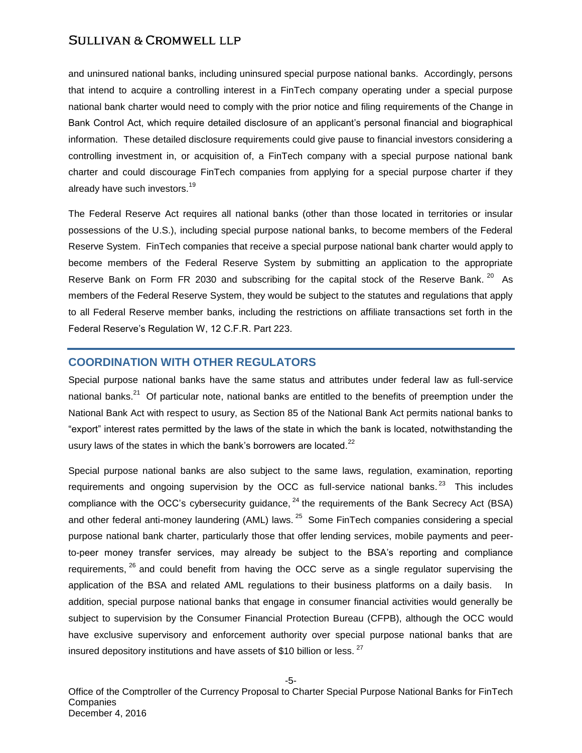and uninsured national banks, including uninsured special purpose national banks. Accordingly, persons that intend to acquire a controlling interest in a FinTech company operating under a special purpose national bank charter would need to comply with the prior notice and filing requirements of the Change in Bank Control Act, which require detailed disclosure of an applicant's personal financial and biographical information. These detailed disclosure requirements could give pause to financial investors considering a controlling investment in, or acquisition of, a FinTech company with a special purpose national bank charter and could discourage FinTech companies from applying for a special purpose charter if they already have such investors.[19]

The Federal Reserve Act requires all national banks (other than those located in territories or insular possessions of the U.S.), including special purpose national banks, to become members of the Federal Reserve System. FinTech companies that receive a special purpose national bank charter would apply to become members of the Federal Reserve System by submitting an application to the appropriate Reserve Bank on Form FR 2030 and subscribing for the capital stock of the Reserve Bank.[20] As members of the Federal Reserve System, they would be subject to the statutes and regulations that apply to all Federal Reserve member banks, including the restrictions on affiliate transactions set forth in the Federal Reserve's Regulation W, 12 C.F.R. Part 223.

## COORDINATION WITH OTHER REGULATORS

Special purpose national banks have the same status and attributes under federal law as full-service national banks.[21] Of particular note, national banks are entitled to the benefits of preemption under the National Bank Act with respect to usury, as Section 85 of the National Bank Act permits national banks to "export" interest rates permitted by the laws of the state in which the bank is located, notwithstanding the usury laws of the states in which the bank's borrowers are located.[22]

Special purpose national banks are also subject to the same laws, regulation, examination, reporting requirements and ongoing supervision by the OCC as full-service national banks.[23] This includes compliance with the OCC's cybersecurity guidance,[24] the requirements of the Bank Secrecy Act (BSA) and other federal anti-money laundering (AML) laws.[25] Some FinTech companies considering a special purpose national bank charter, particularly those that offer lending services, mobile payments and peer-to-peer money transfer services, may already be subject to the BSA's reporting and compliance requirements,[26] and could benefit from having the OCC serve as a single regulator supervising the application of the BSA and related AML regulations to their business platforms on a daily basis. In addition, special purpose national banks that engage in consumer financial activities would generally be subject to supervision by the Consumer Financial Protection Bureau (CFPB), although the OCC would have exclusive supervisory and enforcement authority over special purpose national banks that are insured depository institutions and have assets of $10 billion or less.[27]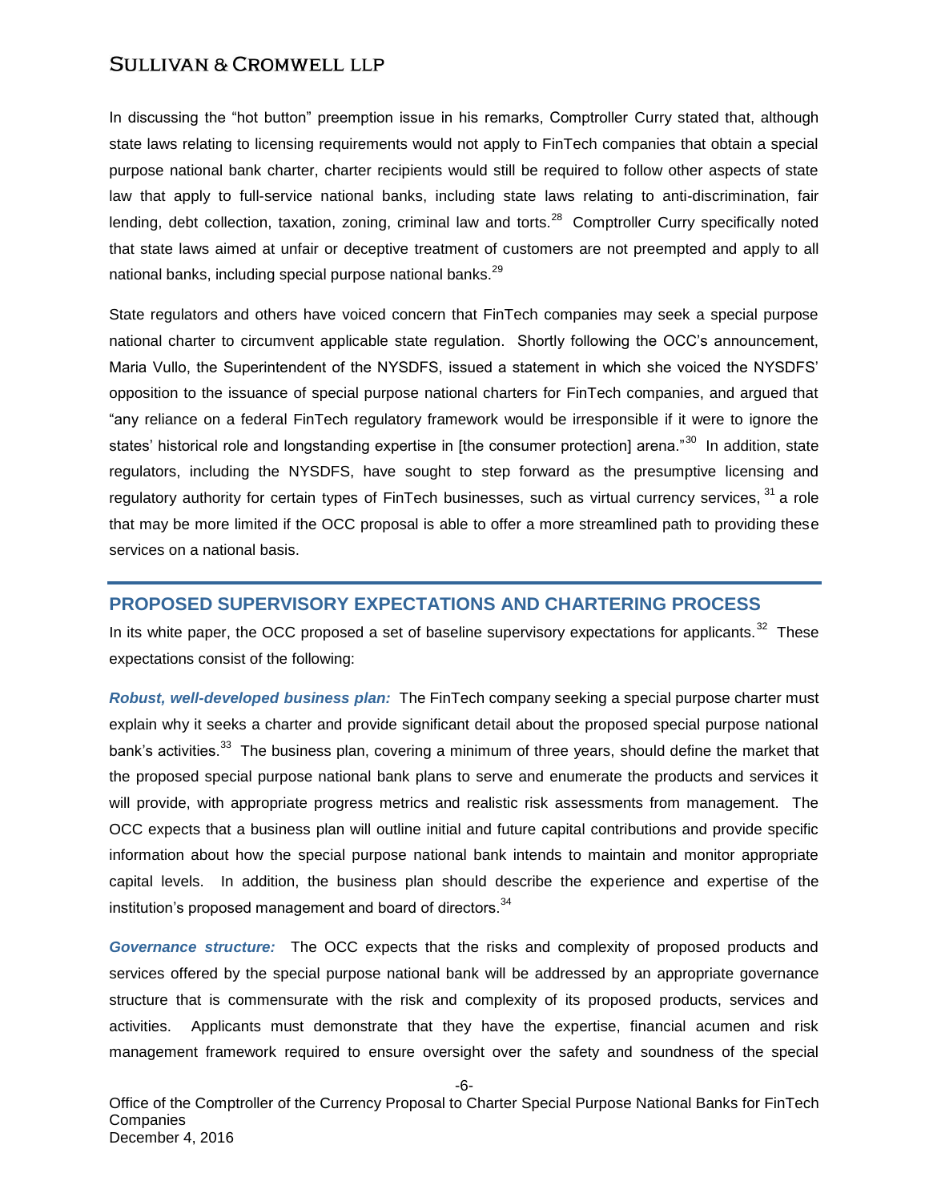In discussing the "hot button" preemption issue in his remarks, Comptroller Curry stated that, although state laws relating to licensing requirements would not apply to FinTech companies that obtain a special purpose national bank charter, charter recipients would still be required to follow other aspects of state law that apply to full-service national banks, including state laws relating to anti-discrimination, fair lending, debt collection, taxation, zoning, criminal law and torts.[28] Comptroller Curry specifically noted that state laws aimed at unfair or deceptive treatment of customers are not preempted and apply to all national banks, including special purpose national banks.[29]

State regulators and others have voiced concern that FinTech companies may seek a special purpose national charter to circumvent applicable state regulation. Shortly following the OCC's announcement, Maria Vullo, the Superintendent of the NYSDFS, issued a statement in which she voiced the NYSDFS' opposition to the issuance of special purpose national charters for FinTech companies, and argued that "any reliance on a federal FinTech regulatory framework would be irresponsible if it were to ignore the states' historical role and longstanding expertise in [the consumer protection] arena."[30] In addition, state regulators, including the NYSDFS, have sought to step forward as the presumptive licensing and regulatory authority for certain types of FinTech businesses, such as virtual currency services,[31] a role that may be more limited if the OCC proposal is able to offer a more streamlined path to providing these services on a national basis.

## PROPOSED SUPERVISORY EXPECTATIONS AND CHARTERING PROCESS

In its white paper, the OCC proposed a set of baseline supervisory expectations for applicants.[32] These expectations consist of the following:

***Robust, well-developed business plan:*** The FinTech company seeking a special purpose charter must explain why it seeks a charter and provide significant detail about the proposed special purpose national bank's activities.[33] The business plan, covering a minimum of three years, should define the market that the proposed special purpose national bank plans to serve and enumerate the products and services it will provide, with appropriate progress metrics and realistic risk assessments from management. The OCC expects that a business plan will outline initial and future capital contributions and provide specific information about how the special purpose national bank intends to maintain and monitor appropriate capital levels. In addition, the business plan should describe the experience and expertise of the institution's proposed management and board of directors.[34]

***Governance structure:*** The OCC expects that the risks and complexity of proposed products and services offered by the special purpose national bank will be addressed by an appropriate governance structure that is commensurate with the risk and complexity of its proposed products, services and activities. Applicants must demonstrate that they have the expertise, financial acumen and risk management framework required to ensure oversight over the safety and soundness of the special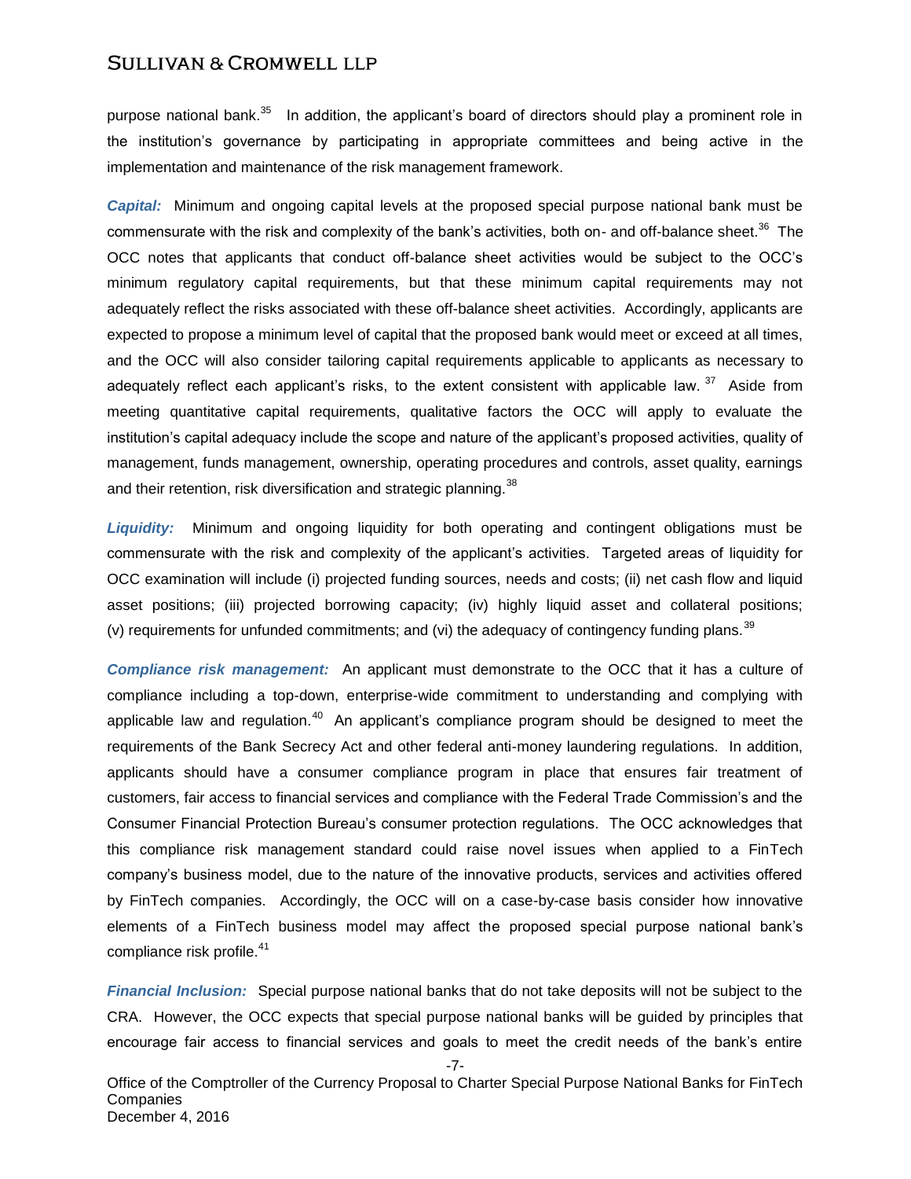purpose national bank.[35] In addition, the applicant's board of directors should play a prominent role in the institution's governance by participating in appropriate committees and being active in the implementation and maintenance of the risk management framework.

***Capital:*** Minimum and ongoing capital levels at the proposed special purpose national bank must be commensurate with the risk and complexity of the bank's activities, both on- and off-balance sheet.[36] The OCC notes that applicants that conduct off-balance sheet activities would be subject to the OCC's minimum regulatory capital requirements, but that these minimum capital requirements may not adequately reflect the risks associated with these off-balance sheet activities. Accordingly, applicants are expected to propose a minimum level of capital that the proposed bank would meet or exceed at all times, and the OCC will also consider tailoring capital requirements applicable to applicants as necessary to adequately reflect each applicant's risks, to the extent consistent with applicable law.[37] Aside from meeting quantitative capital requirements, qualitative factors the OCC will apply to evaluate the institution's capital adequacy include the scope and nature of the applicant's proposed activities, quality of management, funds management, ownership, operating procedures and controls, asset quality, earnings and their retention, risk diversification and strategic planning.[38]

***Liquidity:*** Minimum and ongoing liquidity for both operating and contingent obligations must be commensurate with the risk and complexity of the applicant's activities. Targeted areas of liquidity for OCC examination will include (i) projected funding sources, needs and costs; (ii) net cash flow and liquid asset positions; (iii) projected borrowing capacity; (iv) highly liquid asset and collateral positions; (v) requirements for unfunded commitments; and (vi) the adequacy of contingency funding plans.[39]

***Compliance risk management:*** An applicant must demonstrate to the OCC that it has a culture of compliance including a top-down, enterprise-wide commitment to understanding and complying with applicable law and regulation.[40] An applicant's compliance program should be designed to meet the requirements of the Bank Secrecy Act and other federal anti-money laundering regulations. In addition, applicants should have a consumer compliance program in place that ensures fair treatment of customers, fair access to financial services and compliance with the Federal Trade Commission's and the Consumer Financial Protection Bureau's consumer protection regulations. The OCC acknowledges that this compliance risk management standard could raise novel issues when applied to a FinTech company's business model, due to the nature of the innovative products, services and activities offered by FinTech companies. Accordingly, the OCC will on a case-by-case basis consider how innovative elements of a FinTech business model may affect the proposed special purpose national bank's compliance risk profile.[41]

***Financial Inclusion:*** Special purpose national banks that do not take deposits will not be subject to the CRA. However, the OCC expects that special purpose national banks will be guided by principles that encourage fair access to financial services and goals to meet the credit needs of the bank's entire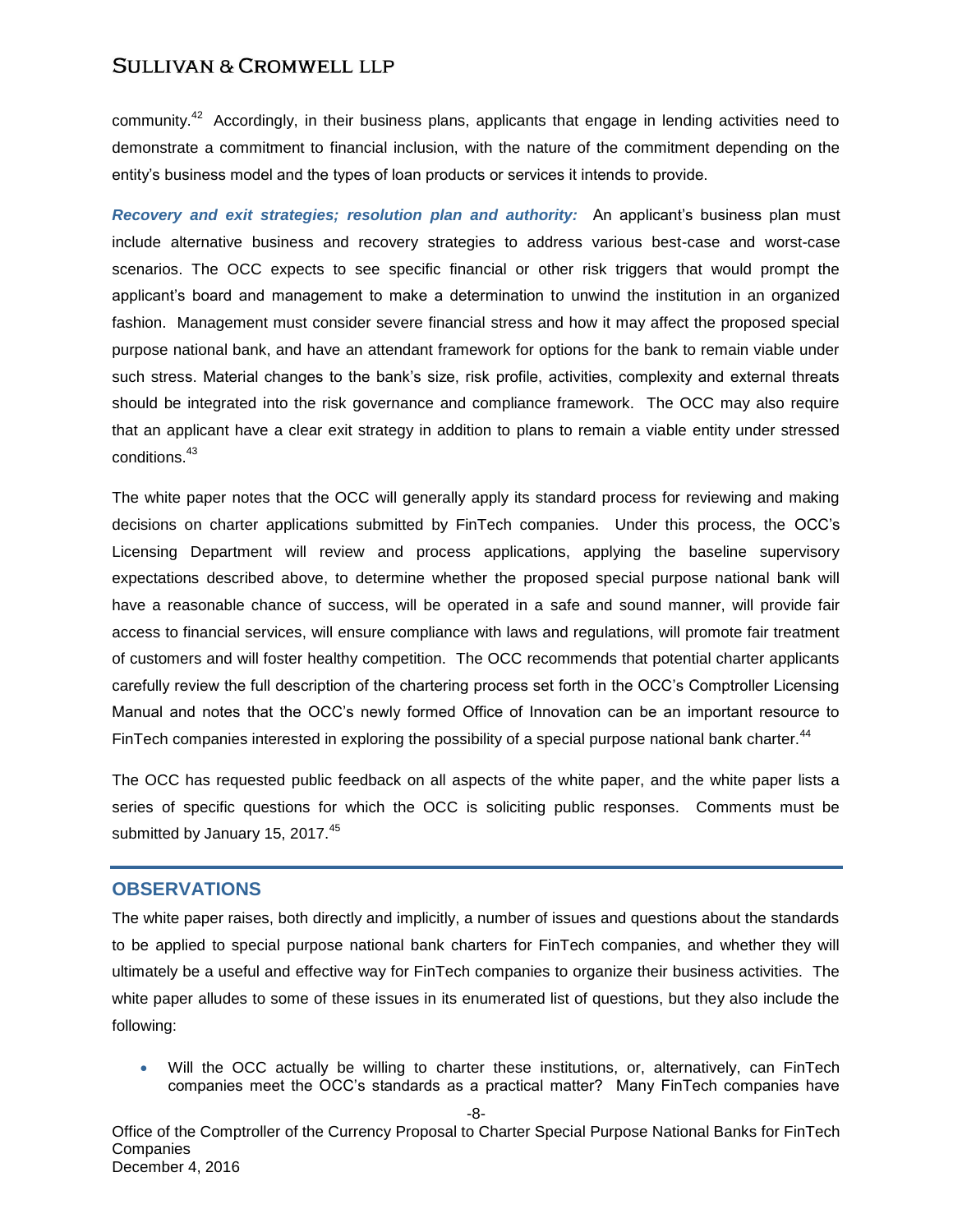community.[42] Accordingly, in their business plans, applicants that engage in lending activities need to demonstrate a commitment to financial inclusion, with the nature of the commitment depending on the entity's business model and the types of loan products or services it intends to provide.

***Recovery and exit strategies; resolution plan and authority:*** An applicant's business plan must include alternative business and recovery strategies to address various best-case and worst-case scenarios. The OCC expects to see specific financial or other risk triggers that would prompt the applicant's board and management to make a determination to unwind the institution in an organized fashion. Management must consider severe financial stress and how it may affect the proposed special purpose national bank, and have an attendant framework for options for the bank to remain viable under such stress. Material changes to the bank's size, risk profile, activities, complexity and external threats should be integrated into the risk governance and compliance framework. The OCC may also require that an applicant have a clear exit strategy in addition to plans to remain a viable entity under stressed conditions.[43]

The white paper notes that the OCC will generally apply its standard process for reviewing and making decisions on charter applications submitted by FinTech companies. Under this process, the OCC's Licensing Department will review and process applications, applying the baseline supervisory expectations described above, to determine whether the proposed special purpose national bank will have a reasonable chance of success, will be operated in a safe and sound manner, will provide fair access to financial services, will ensure compliance with laws and regulations, will promote fair treatment of customers and will foster healthy competition. The OCC recommends that potential charter applicants carefully review the full description of the chartering process set forth in the OCC's Comptroller Licensing Manual and notes that the OCC's newly formed Office of Innovation can be an important resource to FinTech companies interested in exploring the possibility of a special purpose national bank charter.[44]

The OCC has requested public feedback on all aspects of the white paper, and the white paper lists a series of specific questions for which the OCC is soliciting public responses. Comments must be submitted by January 15, 2017.[45]

## OBSERVATIONS

The white paper raises, both directly and implicitly, a number of issues and questions about the standards to be applied to special purpose national bank charters for FinTech companies, and whether they will ultimately be a useful and effective way for FinTech companies to organize their business activities. The white paper alludes to some of these issues in its enumerated list of questions, but they also include the following:

- Will the OCC actually be willing to charter these institutions, or, alternatively, can FinTech companies meet the OCC's standards as a practical matter? Many FinTech companies have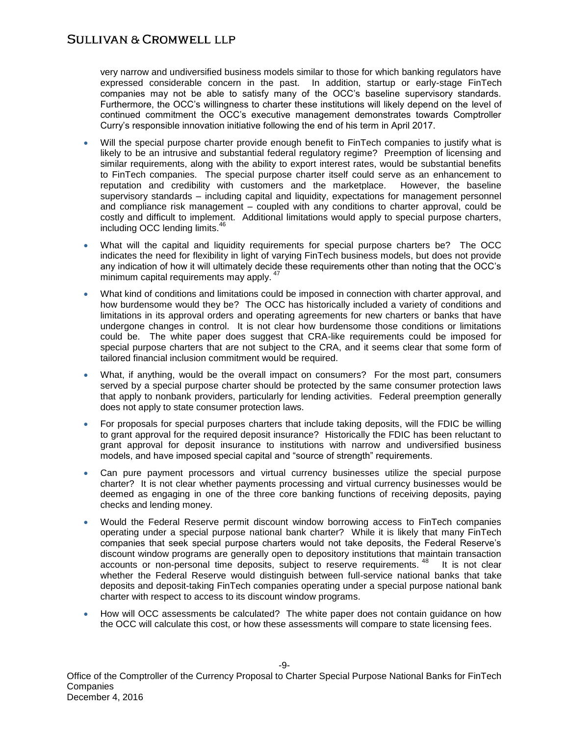very narrow and undiversified business models similar to those for which banking regulators have expressed considerable concern in the past. In addition, startup or early-stage FinTech companies may not be able to satisfy many of the OCC's baseline supervisory standards. Furthermore, the OCC's willingness to charter these institutions will likely depend on the level of continued commitment the OCC's executive management demonstrates towards Comptroller Curry's responsible innovation initiative following the end of his term in April 2017.

- Will the special purpose charter provide enough benefit to FinTech companies to justify what is likely to be an intrusive and substantial federal regulatory regime? Preemption of licensing and similar requirements, along with the ability to export interest rates, would be substantial benefits to FinTech companies. The special purpose charter itself could serve as an enhancement to reputation and credibility with customers and the marketplace. However, the baseline supervisory standards – including capital and liquidity, expectations for management personnel and compliance risk management – coupled with any conditions to charter approval, could be costly and difficult to implement. Additional limitations would apply to special purpose charters, including OCC lending limits.[46]
- What will the capital and liquidity requirements for special purpose charters be? The OCC indicates the need for flexibility in light of varying FinTech business models, but does not provide any indication of how it will ultimately decide these requirements other than noting that the OCC's minimum capital requirements may apply.[47]
- What kind of conditions and limitations could be imposed in connection with charter approval, and how burdensome would they be? The OCC has historically included a variety of conditions and limitations in its approval orders and operating agreements for new charters or banks that have undergone changes in control. It is not clear how burdensome those conditions or limitations could be. The white paper does suggest that CRA-like requirements could be imposed for special purpose charters that are not subject to the CRA, and it seems clear that some form of tailored financial inclusion commitment would be required.
- What, if anything, would be the overall impact on consumers? For the most part, consumers served by a special purpose charter should be protected by the same consumer protection laws that apply to nonbank providers, particularly for lending activities. Federal preemption generally does not apply to state consumer protection laws.
- For proposals for special purposes charters that include taking deposits, will the FDIC be willing to grant approval for the required deposit insurance? Historically the FDIC has been reluctant to grant approval for deposit insurance to institutions with narrow and undiversified business models, and have imposed special capital and "source of strength" requirements.
- Can pure payment processors and virtual currency businesses utilize the special purpose charter? It is not clear whether payments processing and virtual currency businesses would be deemed as engaging in one of the three core banking functions of receiving deposits, paying checks and lending money.
- Would the Federal Reserve permit discount window borrowing access to FinTech companies operating under a special purpose national bank charter? While it is likely that many FinTech companies that seek special purpose charters would not take deposits, the Federal Reserve's discount window programs are generally open to depository institutions that maintain transaction accounts or non-personal time deposits, subject to reserve requirements.[48] It is not clear whether the Federal Reserve would distinguish between full-service national banks that take deposits and deposit-taking FinTech companies operating under a special purpose national bank charter with respect to access to its discount window programs.
- How will OCC assessments be calculated? The white paper does not contain guidance on how the OCC will calculate this cost, or how these assessments will compare to state licensing fees.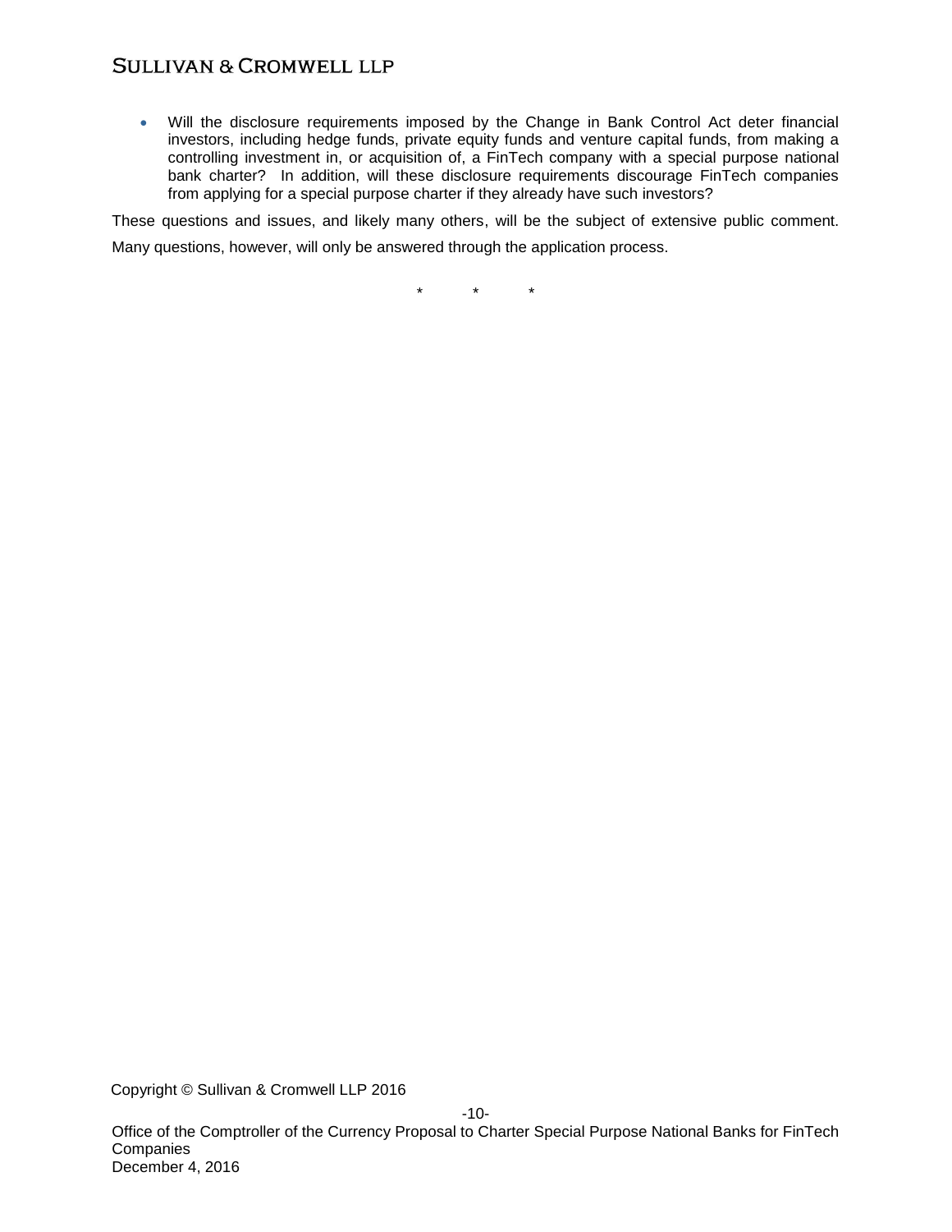- Will the disclosure requirements imposed by the Change in Bank Control Act deter financial investors, including hedge funds, private equity funds and venture capital funds, from making a controlling investment in, or acquisition of, a FinTech company with a special purpose national bank charter? In addition, will these disclosure requirements discourage FinTech companies from applying for a special purpose charter if they already have such investors?

These questions and issues, and likely many others, will be the subject of extensive public comment. Many questions, however, will only be answered through the application process.

\* \* \*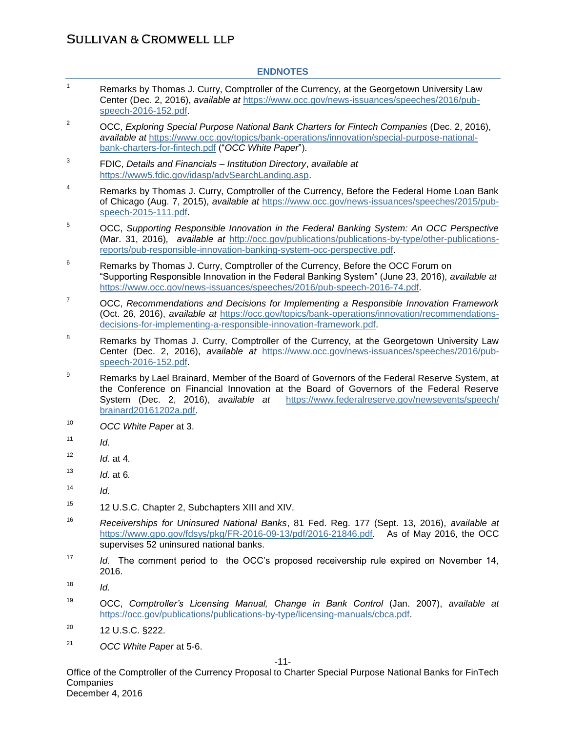## ENDNOTES

1. Remarks by Thomas J. Curry, Comptroller of the Currency, at the Georgetown University Law Center (Dec. 2, 2016), *available at* https://www.occ.gov/news-issuances/speeches/2016/pub-speech-2016-152.pdf.

2. OCC, *Exploring Special Purpose National Bank Charters for Fintech Companies* (Dec. 2, 2016), *available at* https://www.occ.gov/topics/bank-operations/innovation/special-purpose-national-bank-charters-for-fintech.pdf ("*OCC White Paper*").

3. FDIC, *Details and Financials – Institution Directory*, *available at* https://www5.fdic.gov/idasp/advSearchLanding.asp.

4. Remarks by Thomas J. Curry, Comptroller of the Currency, Before the Federal Home Loan Bank of Chicago (Aug. 7, 2015), *available at* https://www.occ.gov/news-issuances/speeches/2015/pub-speech-2015-111.pdf.

5. OCC, *Supporting Responsible Innovation in the Federal Banking System: An OCC Perspective* (Mar. 31, 2016), *available at* http://occ.gov/publications/publications-by-type/other-publications-reports/pub-responsible-innovation-banking-system-occ-perspective.pdf.

6. Remarks by Thomas J. Curry, Comptroller of the Currency, Before the OCC Forum on "Supporting Responsible Innovation in the Federal Banking System" (June 23, 2016), *available at* https://www.occ.gov/news-issuances/speeches/2016/pub-speech-2016-74.pdf.

7. OCC, *Recommendations and Decisions for Implementing a Responsible Innovation Framework* (Oct. 26, 2016), *available at* https://occ.gov/topics/bank-operations/innovation/recommendations-decisions-for-implementing-a-responsible-innovation-framework.pdf.

8. Remarks by Thomas J. Curry, Comptroller of the Currency, at the Georgetown University Law Center (Dec. 2, 2016), *available at* https://www.occ.gov/news-issuances/speeches/2016/pub-speech-2016-152.pdf.

9. Remarks by Lael Brainard, Member of the Board of Governors of the Federal Reserve System, at the Conference on Financial Innovation at the Board of Governors of the Federal Reserve System (Dec. 2, 2016), *available at* https://www.federalreserve.gov/newsevents/speech/brainard20161202a.pdf.

10. *OCC White Paper* at 3.

11. *Id.*

12. *Id.* at 4.

13. *Id.* at 6.

14. *Id.*

15. 12 U.S.C. Chapter 2, Subchapters XIII and XIV.

16. *Receiverships for Uninsured National Banks*, 81 Fed. Reg. 177 (Sept. 13, 2016), *available at* https://www.gpo.gov/fdsys/pkg/FR-2016-09-13/pdf/2016-21846.pdf. As of May 2016, the OCC supervises 52 uninsured national banks.

17. *Id.* The comment period to the OCC's proposed receivership rule expired on November 14, 2016.

18. *Id.*

19. OCC, *Comptroller's Licensing Manual, Change in Bank Control* (Jan. 2007), *available at* https://occ.gov/publications/publications-by-type/licensing-manuals/cbca.pdf.

20. 12 U.S.C. §222.

21. *OCC White Paper* at 5-6.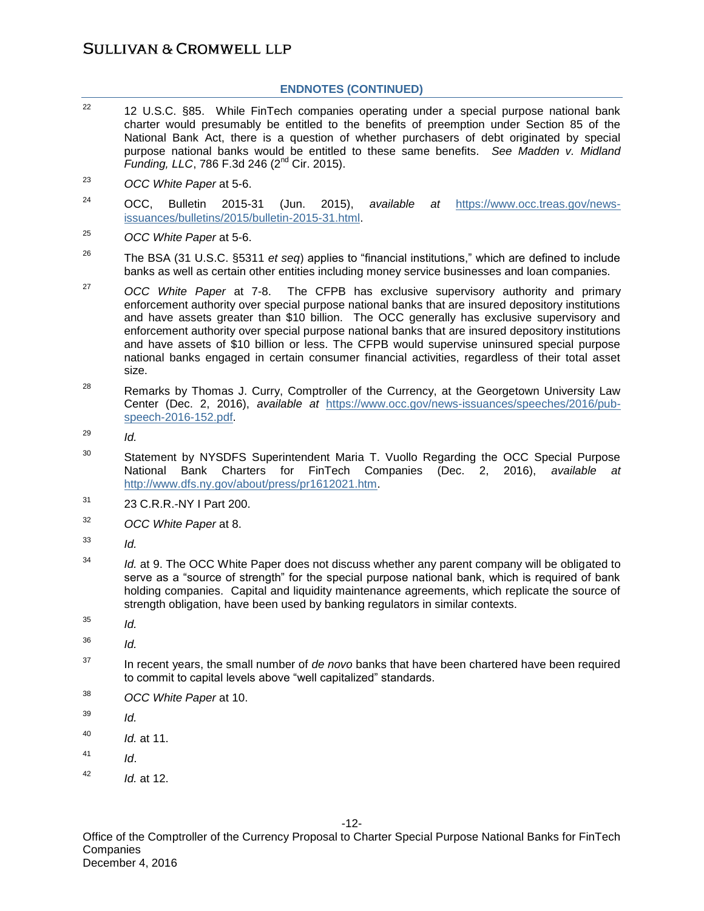**ENDNOTES (CONTINUED)**

[22] 12 U.S.C. §85. While FinTech companies operating under a special purpose national bank charter would presumably be entitled to the benefits of preemption under Section 85 of the National Bank Act, there is a question of whether purchasers of debt originated by special purpose national banks would be entitled to these same benefits. *See Madden v. Midland Funding, LLC*, 786 F.3d 246 (2nd Cir. 2015).

[23] *OCC White Paper* at 5-6.

[24] OCC, Bulletin 2015-31 (Jun. 2015), *available at* https://www.occ.treas.gov/news-issuances/bulletins/2015/bulletin-2015-31.html.

[25] *OCC White Paper* at 5-6.

[26] The BSA (31 U.S.C. §5311 *et seq*) applies to "financial institutions," which are defined to include banks as well as certain other entities including money service businesses and loan companies.

[27] *OCC White Paper* at 7-8. The CFPB has exclusive supervisory authority and primary enforcement authority over special purpose national banks that are insured depository institutions and have assets greater than $10 billion. The OCC generally has exclusive supervisory and enforcement authority over special purpose national banks that are insured depository institutions and have assets of $10 billion or less. The CFPB would supervise uninsured special purpose national banks engaged in certain consumer financial activities, regardless of their total asset size.

[28] Remarks by Thomas J. Curry, Comptroller of the Currency, at the Georgetown University Law Center (Dec. 2, 2016), *available at* https://www.occ.gov/news-issuances/speeches/2016/pub-speech-2016-152.pdf.

[29] *Id.*

[30] Statement by NYSDFS Superintendent Maria T. Vuollo Regarding the OCC Special Purpose National Bank Charters for FinTech Companies (Dec. 2, 2016), *available at* http://www.dfs.ny.gov/about/press/pr1612021.htm.

[31] 23 C.R.R.-NY I Part 200.

[32] *OCC White Paper* at 8.

[33] *Id.*

[34] *Id.* at 9. The OCC White Paper does not discuss whether any parent company will be obligated to serve as a "source of strength" for the special purpose national bank, which is required of bank holding companies. Capital and liquidity maintenance agreements, which replicate the source of strength obligation, have been used by banking regulators in similar contexts.

[35] *Id.*

[36] *Id.*

[37] In recent years, the small number of *de novo* banks that have been chartered have been required to commit to capital levels above "well capitalized" standards.

[38] *OCC White Paper* at 10.

[39] *Id.*

[40] *Id.* at 11.

[41] *Id*.

[42] *Id.* at 12.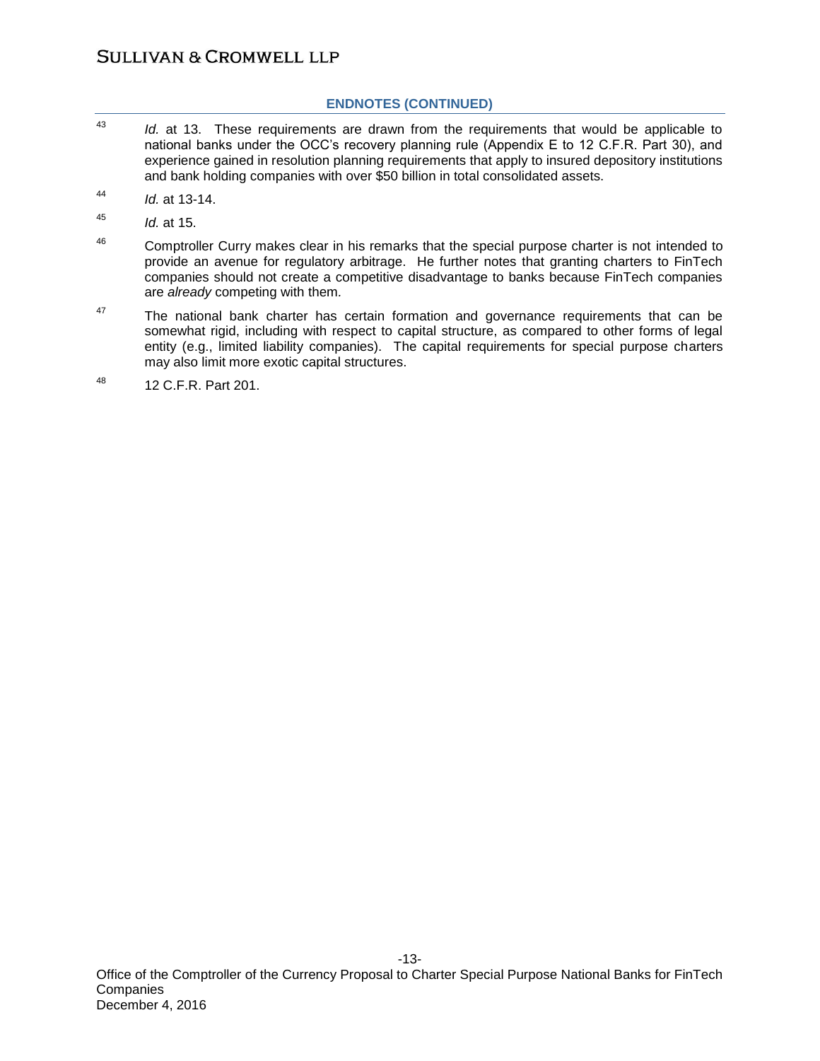**ENDNOTES (CONTINUED)**

[43] *Id.* at 13. These requirements are drawn from the requirements that would be applicable to national banks under the OCC's recovery planning rule (Appendix E to 12 C.F.R. Part 30), and experience gained in resolution planning requirements that apply to insured depository institutions and bank holding companies with over $50 billion in total consolidated assets.

[44] *Id.* at 13-14.

[45] *Id.* at 15.

[46] Comptroller Curry makes clear in his remarks that the special purpose charter is not intended to provide an avenue for regulatory arbitrage. He further notes that granting charters to FinTech companies should not create a competitive disadvantage to banks because FinTech companies are *already* competing with them.

[47] The national bank charter has certain formation and governance requirements that can be somewhat rigid, including with respect to capital structure, as compared to other forms of legal entity (e.g., limited liability companies). The capital requirements for special purpose charters may also limit more exotic capital structures.

[48] 12 C.F.R. Part 201.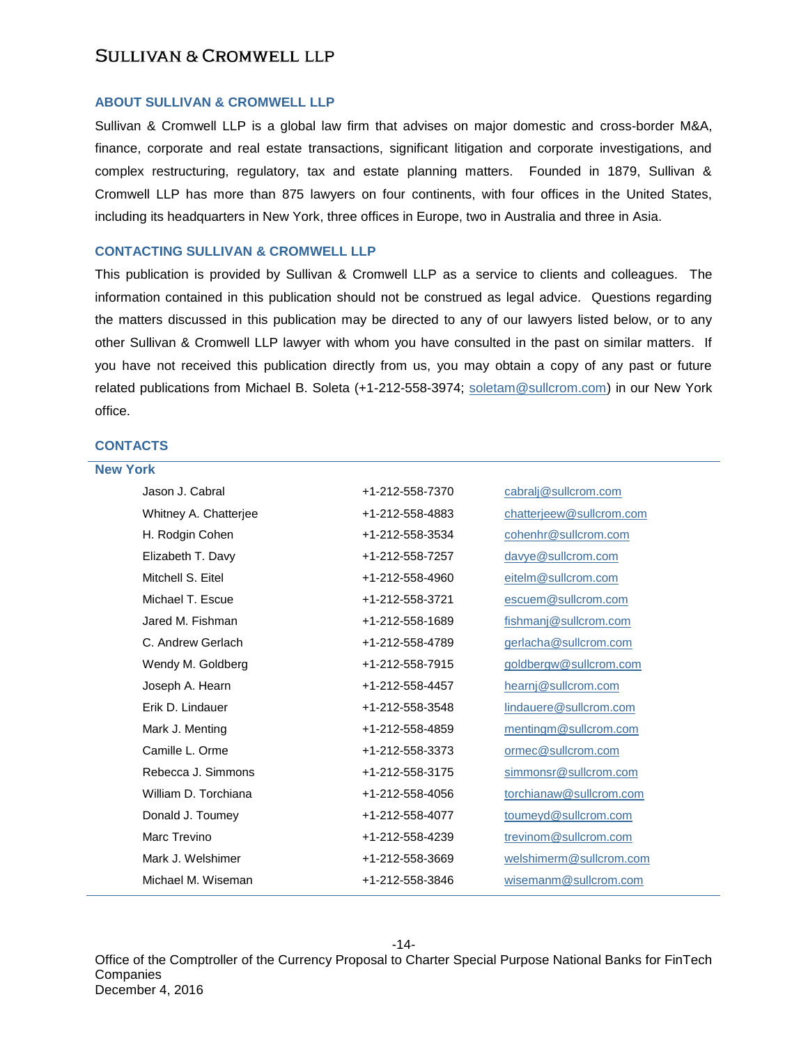## ABOUT SULLIVAN & CROMWELL LLP

Sullivan & Cromwell LLP is a global law firm that advises on major domestic and cross-border M&A, finance, corporate and real estate transactions, significant litigation and corporate investigations, and complex restructuring, regulatory, tax and estate planning matters. Founded in 1879, Sullivan & Cromwell LLP has more than 875 lawyers on four continents, with four offices in the United States, including its headquarters in New York, three offices in Europe, two in Australia and three in Asia.

## CONTACTING SULLIVAN & CROMWELL LLP

This publication is provided by Sullivan & Cromwell LLP as a service to clients and colleagues. The information contained in this publication should not be construed as legal advice. Questions regarding the matters discussed in this publication may be directed to any of our lawyers listed below, or to any other Sullivan & Cromwell LLP lawyer with whom you have consulted in the past on similar matters. If you have not received this publication directly from us, you may obtain a copy of any past or future related publications from Michael B. Soleta (+1-212-558-3974; soletam@sullcrom.com) in our New York office.

## CONTACTS

### New York

| | | |
|---|---|---|
| Jason J. Cabral | +1-212-558-7370 | cabralj@sullcrom.com |
| Whitney A. Chatterjee | +1-212-558-4883 | chatterjeew@sullcrom.com |
| H. Rodgin Cohen | +1-212-558-3534 | cohenhr@sullcrom.com |
| Elizabeth T. Davy | +1-212-558-7257 | davye@sullcrom.com |
| Mitchell S. Eitel | +1-212-558-4960 | eitelm@sullcrom.com |
| Michael T. Escue | +1-212-558-3721 | escuem@sullcrom.com |
| Jared M. Fishman | +1-212-558-1689 | fishmanj@sullcrom.com |
| C. Andrew Gerlach | +1-212-558-4789 | gerlacha@sullcrom.com |
| Wendy M. Goldberg | +1-212-558-7915 | goldbergw@sullcrom.com |
| Joseph A. Hearn | +1-212-558-4457 | hearnj@sullcrom.com |
| Erik D. Lindauer | +1-212-558-3548 | lindauere@sullcrom.com |
| Mark J. Menting | +1-212-558-4859 | mentingm@sullcrom.com |
| Camille L. Orme | +1-212-558-3373 | ormec@sullcrom.com |
| Rebecca J. Simmons | +1-212-558-3175 | simmonsr@sullcrom.com |
| William D. Torchiana | +1-212-558-4056 | torchianaw@sullcrom.com |
| Donald J. Toumey | +1-212-558-4077 | toumeyd@sullcrom.com |
| Marc Trevino | +1-212-558-4239 | trevinom@sullcrom.com |
| Mark J. Welshimer | +1-212-558-3669 | welshimerm@sullcrom.com |
| Michael M. Wiseman | +1-212-558-3846 | wisemanm@sullcrom.com |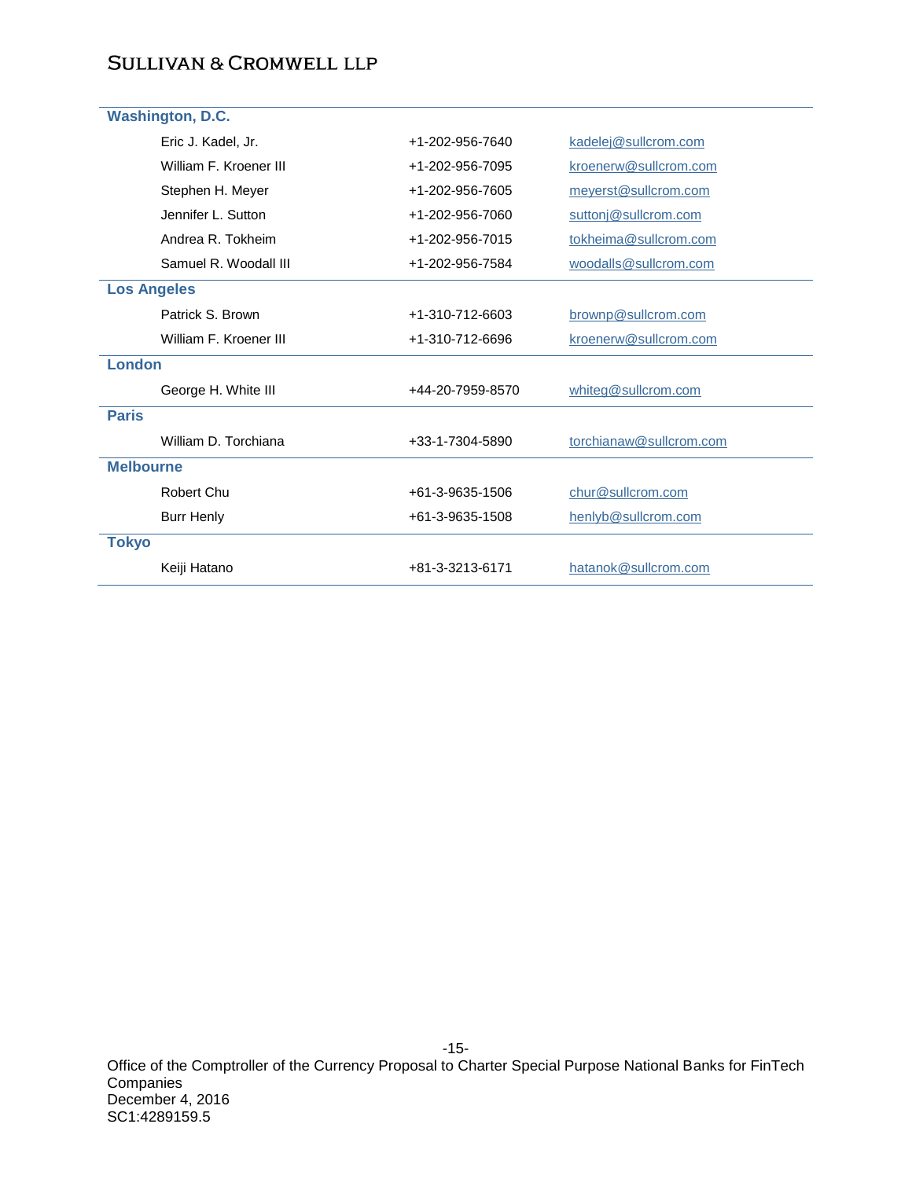| | | |
|---|---|---|
| **Washington, D.C.** | | |
| Eric J. Kadel, Jr. | +1-202-956-7640 | kadelej@sullcrom.com |
| William F. Kroener III | +1-202-956-7095 | kroenerw@sullcrom.com |
| Stephen H. Meyer | +1-202-956-7605 | meyerst@sullcrom.com |
| Jennifer L. Sutton | +1-202-956-7060 | suttonj@sullcrom.com |
| Andrea R. Tokheim | +1-202-956-7015 | tokheima@sullcrom.com |
| Samuel R. Woodall III | +1-202-956-7584 | woodalls@sullcrom.com |
| **Los Angeles** | | |
| Patrick S. Brown | +1-310-712-6603 | brownp@sullcrom.com |
| William F. Kroener III | +1-310-712-6696 | kroenerw@sullcrom.com |
| **London** | | |
| George H. White III | +44-20-7959-8570 | whiteg@sullcrom.com |
| **Paris** | | |
| William D. Torchiana | +33-1-7304-5890 | torchianaw@sullcrom.com |
| **Melbourne** | | |
| Robert Chu | +61-3-9635-1506 | chur@sullcrom.com |
| Burr Henly | +61-3-9635-1508 | henlyb@sullcrom.com |
| **Tokyo** | | |
| Keiji Hatano | +81-3-3213-6171 | hatanok@sullcrom.com |

SC1:4289159.5